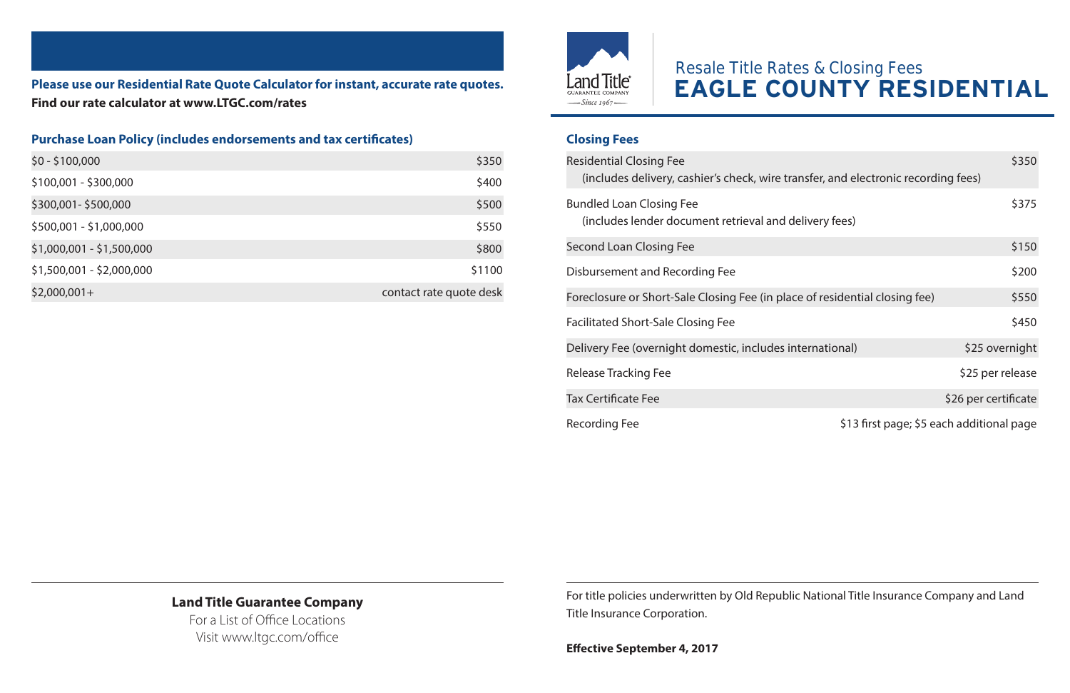# Resale Title Rates & Closing Fees
# EAGLE COUNTY RESIDENTIAL

Land Title Guarantee Company — Since 1967

**Please use our Residential Rate Quote Calculator for instant, accurate rate quotes.**
**Find our rate calculator at www.LTGC.com/rates**

## Purchase Loan Policy (includes endorsements and tax certificates)

| Range | Rate |
|---|---|
| $0 - $100,000 | $350 |
| $100,001 - $300,000 | $400 |
| $300,001- $500,000 | $500 |
| $500,001 - $1,000,000 | $550 |
| $1,000,001 - $1,500,000 | $800 |
| $1,500,001 - $2,000,000 | $1100 |
| $2,000,001+ | contact rate quote desk |

## Closing Fees

| Fee | Amount |
|---|---|
| Residential Closing Fee (includes delivery, cashier's check, wire transfer, and electronic recording fees) | $350 |
| Bundled Loan Closing Fee (includes lender document retrieval and delivery fees) | $375 |
| Second Loan Closing Fee | $150 |
| Disbursement and Recording Fee | $200 |
| Foreclosure or Short-Sale Closing Fee (in place of residential closing fee) | $550 |
| Facilitated Short-Sale Closing Fee | $450 |
| Delivery Fee (overnight domestic, includes international) | $25 overnight |
| Release Tracking Fee | $25 per release |
| Tax Certificate Fee | $26 per certificate |
| Recording Fee | $13 first page; $5 each additional page |

**Land Title Guarantee Company**
For a List of Office Locations
Visit www.ltgc.com/office

For title policies underwritten by Old Republic National Title Insurance Company and Land Title Insurance Corporation.

**Effective September 4, 2017**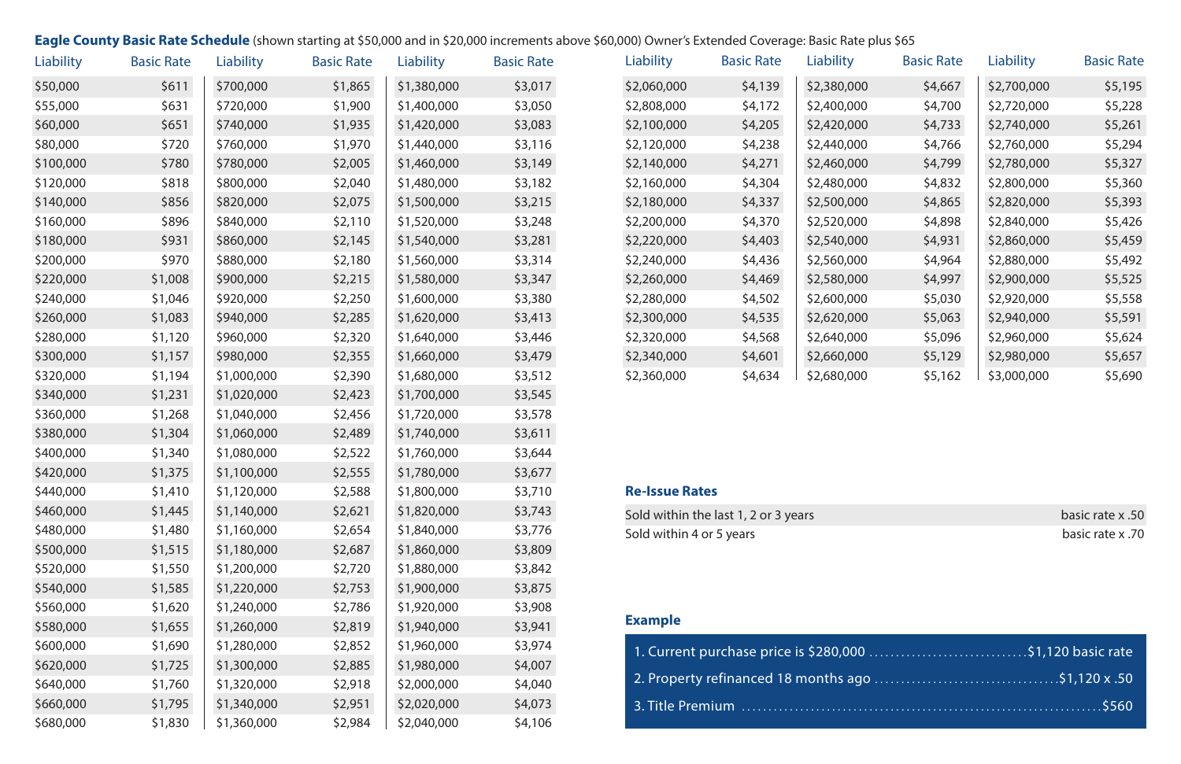**Eagle County Basic Rate Schedule** (shown starting at $50,000 and in $20,000 increments above $60,000) Owner's Extended Coverage: Basic Rate plus $65

| Liability | Basic Rate |
|---|---|
| $50,000 | $611 |
| $55,000 | $631 |
| $60,000 | $651 |
| $80,000 | $720 |
| $100,000 | $780 |
| $120,000 | $818 |
| $140,000 | $856 |
| $160,000 | $896 |
| $180,000 | $931 |
| $200,000 | $970 |
| $220,000 | $1,008 |
| $240,000 | $1,046 |
| $260,000 | $1,083 |
| $280,000 | $1,120 |
| $300,000 | $1,157 |
| $320,000 | $1,194 |
| $340,000 | $1,231 |
| $360,000 | $1,268 |
| $380,000 | $1,304 |
| $400,000 | $1,340 |
| $420,000 | $1,375 |
| $440,000 | $1,410 |
| $460,000 | $1,445 |
| $480,000 | $1,480 |
| $500,000 | $1,515 |
| $520,000 | $1,550 |
| $540,000 | $1,585 |
| $560,000 | $1,620 |
| $580,000 | $1,655 |
| $600,000 | $1,690 |
| $620,000 | $1,725 |
| $640,000 | $1,760 |
| $660,000 | $1,795 |
| $680,000 | $1,830 |
| $700,000 | $1,865 |
| $720,000 | $1,900 |
| $740,000 | $1,935 |
| $760,000 | $1,970 |
| $780,000 | $2,005 |
| $800,000 | $2,040 |
| $820,000 | $2,075 |
| $840,000 | $2,110 |
| $860,000 | $2,145 |
| $880,000 | $2,180 |
| $900,000 | $2,215 |
| $920,000 | $2,250 |
| $940,000 | $2,285 |
| $960,000 | $2,320 |
| $980,000 | $2,355 |
| $1,000,000 | $2,390 |
| $1,020,000 | $2,423 |
| $1,040,000 | $2,456 |
| $1,060,000 | $2,489 |
| $1,080,000 | $2,522 |
| $1,100,000 | $2,555 |
| $1,120,000 | $2,588 |
| $1,140,000 | $2,621 |
| $1,160,000 | $2,654 |
| $1,180,000 | $2,687 |
| $1,200,000 | $2,720 |
| $1,220,000 | $2,753 |
| $1,240,000 | $2,786 |
| $1,260,000 | $2,819 |
| $1,280,000 | $2,852 |
| $1,300,000 | $2,885 |
| $1,320,000 | $2,918 |
| $1,340,000 | $2,951 |
| $1,360,000 | $2,984 |
| $1,380,000 | $3,017 |
| $1,400,000 | $3,050 |
| $1,420,000 | $3,083 |
| $1,440,000 | $3,116 |
| $1,460,000 | $3,149 |
| $1,480,000 | $3,182 |
| $1,500,000 | $3,215 |
| $1,520,000 | $3,248 |
| $1,540,000 | $3,281 |
| $1,560,000 | $3,314 |
| $1,580,000 | $3,347 |
| $1,600,000 | $3,380 |
| $1,620,000 | $3,413 |
| $1,640,000 | $3,446 |
| $1,660,000 | $3,479 |
| $1,680,000 | $3,512 |
| $1,700,000 | $3,545 |
| $1,720,000 | $3,578 |
| $1,740,000 | $3,611 |
| $1,760,000 | $3,644 |
| $1,780,000 | $3,677 |
| $1,800,000 | $3,710 |
| $1,820,000 | $3,743 |
| $1,840,000 | $3,776 |
| $1,860,000 | $3,809 |
| $1,880,000 | $3,842 |
| $1,900,000 | $3,875 |
| $1,920,000 | $3,908 |
| $1,940,000 | $3,941 |
| $1,960,000 | $3,974 |
| $1,980,000 | $4,007 |
| $2,000,000 | $4,040 |
| $2,020,000 | $4,073 |
| $2,040,000 | $4,106 |
| $2,060,000 | $4,139 |
| $2,808,000 | $4,172 |
| $2,100,000 | $4,205 |
| $2,120,000 | $4,238 |
| $2,140,000 | $4,271 |
| $2,160,000 | $4,304 |
| $2,180,000 | $4,337 |
| $2,200,000 | $4,370 |
| $2,220,000 | $4,403 |
| $2,240,000 | $4,436 |
| $2,260,000 | $4,469 |
| $2,280,000 | $4,502 |
| $2,300,000 | $4,535 |
| $2,320,000 | $4,568 |
| $2,340,000 | $4,601 |
| $2,360,000 | $4,634 |
| $2,380,000 | $4,667 |
| $2,400,000 | $4,700 |
| $2,420,000 | $4,733 |
| $2,440,000 | $4,766 |
| $2,460,000 | $4,799 |
| $2,480,000 | $4,832 |
| $2,500,000 | $4,865 |
| $2,520,000 | $4,898 |
| $2,540,000 | $4,931 |
| $2,560,000 | $4,964 |
| $2,580,000 | $4,997 |
| $2,600,000 | $5,030 |
| $2,620,000 | $5,063 |
| $2,640,000 | $5,096 |
| $2,660,000 | $5,129 |
| $2,680,000 | $5,162 |
| $2,700,000 | $5,195 |
| $2,720,000 | $5,228 |
| $2,740,000 | $5,261 |
| $2,760,000 | $5,294 |
| $2,780,000 | $5,327 |
| $2,800,000 | $5,360 |
| $2,820,000 | $5,393 |
| $2,840,000 | $5,426 |
| $2,860,000 | $5,459 |
| $2,880,000 | $5,492 |
| $2,900,000 | $5,525 |
| $2,920,000 | $5,558 |
| $2,940,000 | $5,591 |
| $2,960,000 | $5,624 |
| $2,980,000 | $5,657 |
| $3,000,000 | $5,690 |

**Re-Issue Rates**

| | |
|---|---|
| Sold within the last 1, 2 or 3 years | basic rate x .50 |
| Sold within 4 or 5 years | basic rate x .70 |

**Example**

1. Current purchase price is $280,000 ............................$1,120 basic rate
2. Property refinanced 18 months ago ..................................$1,120 x .50
3. Title Premium ..................................................................$560